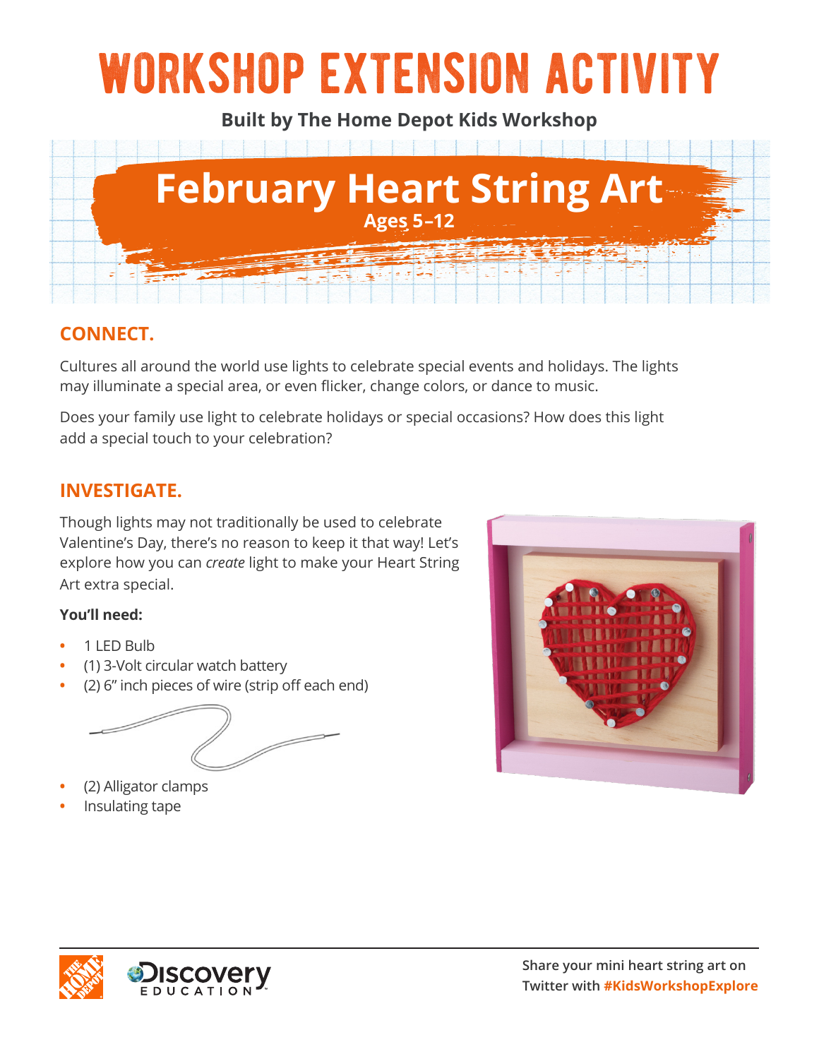# WORKSHOP EXTENSION ACTIVITY

**Built by The Home Depot Kids Workshop**

## February Heart String Art

**Ages 5–12**

## CONNECT.

Cultures all around the world use lights to celebrate special events and holidays. The lights may illuminate a special area, or even flicker, change colors, or dance to music.

Does your family use light to celebrate holidays or special occasions? How does this light add a special touch to your celebration?

## INVESTIGATE.

Though lights may not traditionally be used to celebrate Valentine's Day, there's no reason to keep it that way! Let's explore how you can *create* light to make your Heart String Art extra special.

**You'll need:**

- 1 LED Bulb
- (1) 3-Volt circular watch battery
- (2) 6" inch pieces of wire (strip off each end)
- (2) Alligator clamps
- Insulating tape

Share your mini heart string art on Twitter with **#KidsWorkshopExplore**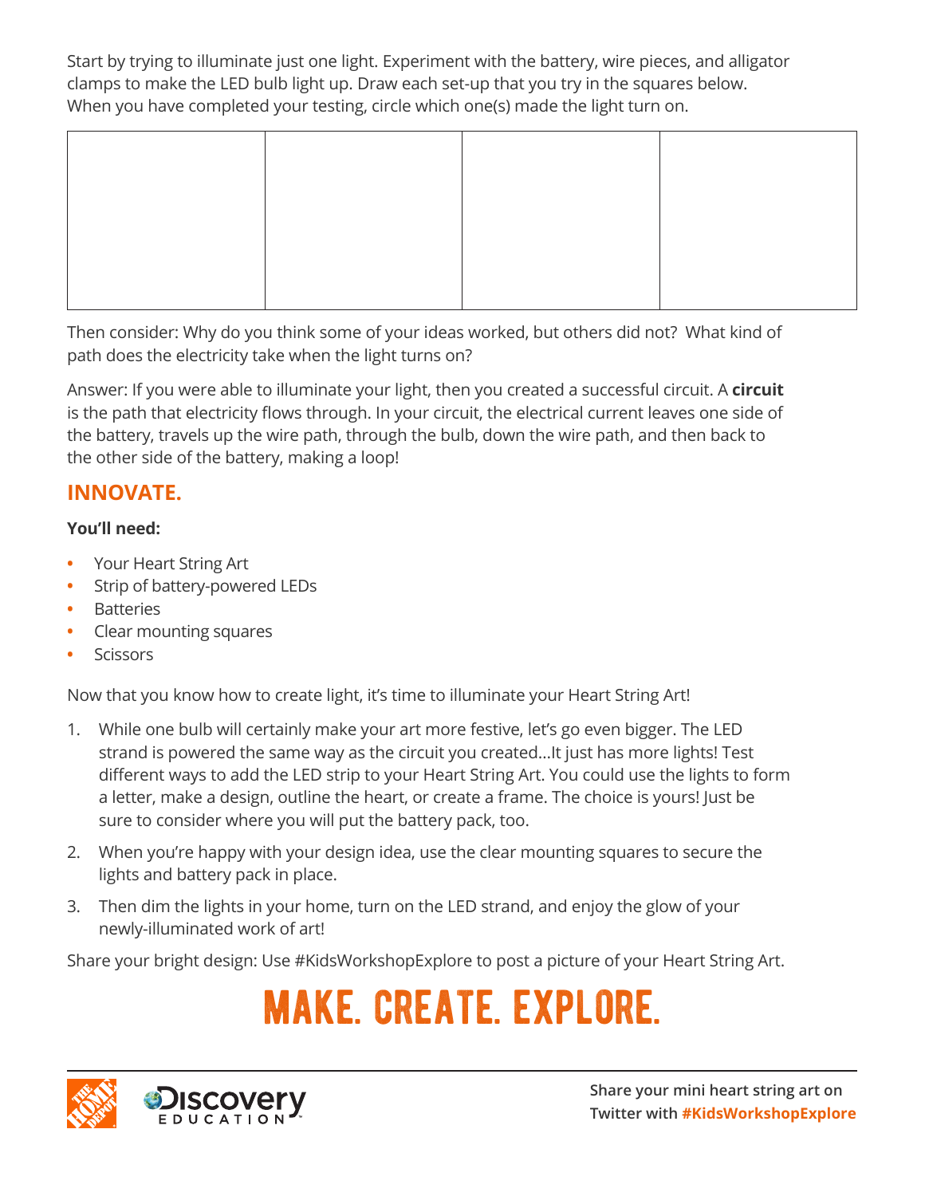Start by trying to illuminate just one light. Experiment with the battery, wire pieces, and alligator clamps to make the LED bulb light up. Draw each set-up that you try in the squares below. When you have completed your testing, circle which one(s) made the light turn on.

| | | | |
|---|---|---|---|
| | | | |

Then consider: Why do you think some of your ideas worked, but others did not? What kind of path does the electricity take when the light turns on?

Answer: If you were able to illuminate your light, then you created a successful circuit. A **circuit** is the path that electricity flows through. In your circuit, the electrical current leaves one side of the battery, travels up the wire path, through the bulb, down the wire path, and then back to the other side of the battery, making a loop!

## INNOVATE.

**You'll need:**

- Your Heart String Art
- Strip of battery-powered LEDs
- Batteries
- Clear mounting squares
- Scissors

Now that you know how to create light, it's time to illuminate your Heart String Art!

1. While one bulb will certainly make your art more festive, let's go even bigger. The LED strand is powered the same way as the circuit you created...It just has more lights! Test different ways to add the LED strip to your Heart String Art. You could use the lights to form a letter, make a design, outline the heart, or create a frame. The choice is yours! Just be sure to consider where you will put the battery pack, too.
2. When you're happy with your design idea, use the clear mounting squares to secure the lights and battery pack in place.
3. Then dim the lights in your home, turn on the LED strand, and enjoy the glow of your newly-illuminated work of art!

Share your bright design: Use #KidsWorkshopExplore to post a picture of your Heart String Art.

# MAKE. CREATE. EXPLORE.

Share your mini heart string art on Twitter with **#KidsWorkshopExplore**